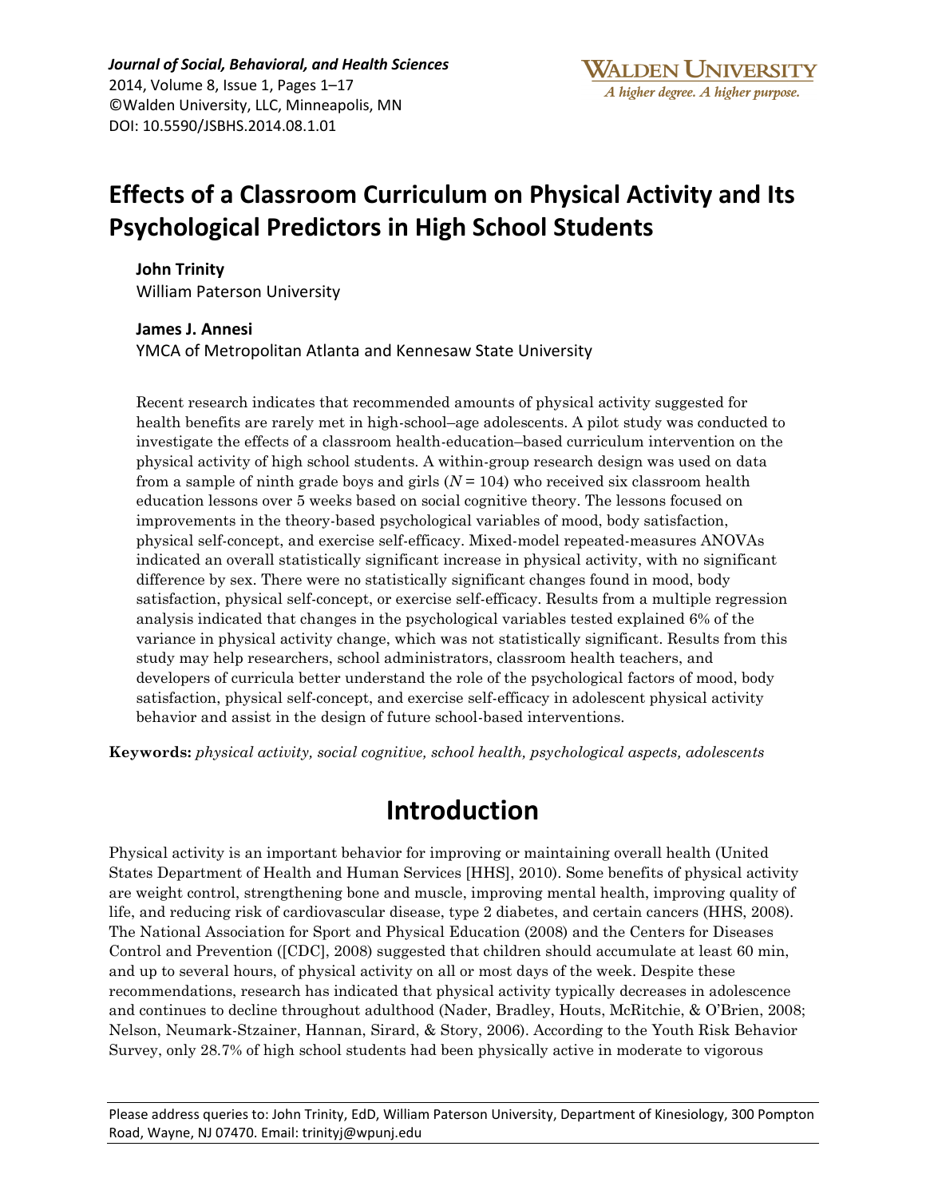# Effects of a Classroom Curriculum on Physical Activity and Its Psychological Predictors in High School Students

**John Trinity**
William Paterson University

**James J. Annesi**
YMCA of Metropolitan Atlanta and Kennesaw State University

Recent research indicates that recommended amounts of physical activity suggested for health benefits are rarely met in high-school–age adolescents. A pilot study was conducted to investigate the effects of a classroom health-education–based curriculum intervention on the physical activity of high school students. A within-group research design was used on data from a sample of ninth grade boys and girls ($N = 104$) who received six classroom health education lessons over 5 weeks based on social cognitive theory. The lessons focused on improvements in the theory-based psychological variables of mood, body satisfaction, physical self-concept, and exercise self-efficacy. Mixed-model repeated-measures ANOVAs indicated an overall statistically significant increase in physical activity, with no significant difference by sex. There were no statistically significant changes found in mood, body satisfaction, physical self-concept, or exercise self-efficacy. Results from a multiple regression analysis indicated that changes in the psychological variables tested explained 6% of the variance in physical activity change, which was not statistically significant. Results from this study may help researchers, school administrators, classroom health teachers, and developers of curricula better understand the role of the psychological factors of mood, body satisfaction, physical self-concept, and exercise self-efficacy in adolescent physical activity behavior and assist in the design of future school-based interventions.

**Keywords:** *physical activity, social cognitive, school health, psychological aspects, adolescents*

## Introduction

Physical activity is an important behavior for improving or maintaining overall health (United States Department of Health and Human Services [HHS], 2010). Some benefits of physical activity are weight control, strengthening bone and muscle, improving mental health, improving quality of life, and reducing risk of cardiovascular disease, type 2 diabetes, and certain cancers (HHS, 2008). The National Association for Sport and Physical Education (2008) and the Centers for Diseases Control and Prevention ([CDC], 2008) suggested that children should accumulate at least 60 min, and up to several hours, of physical activity on all or most days of the week. Despite these recommendations, research has indicated that physical activity typically decreases in adolescence and continues to decline throughout adulthood (Nader, Bradley, Houts, McRitchie, & O'Brien, 2008; Nelson, Neumark-Stzainer, Hannan, Sirard, & Story, 2006). According to the Youth Risk Behavior Survey, only 28.7% of high school students had been physically active in moderate to vigorous

Please address queries to: John Trinity, EdD, William Paterson University, Department of Kinesiology, 300 Pompton Road, Wayne, NJ 07470. Email: trinityj@wpunj.edu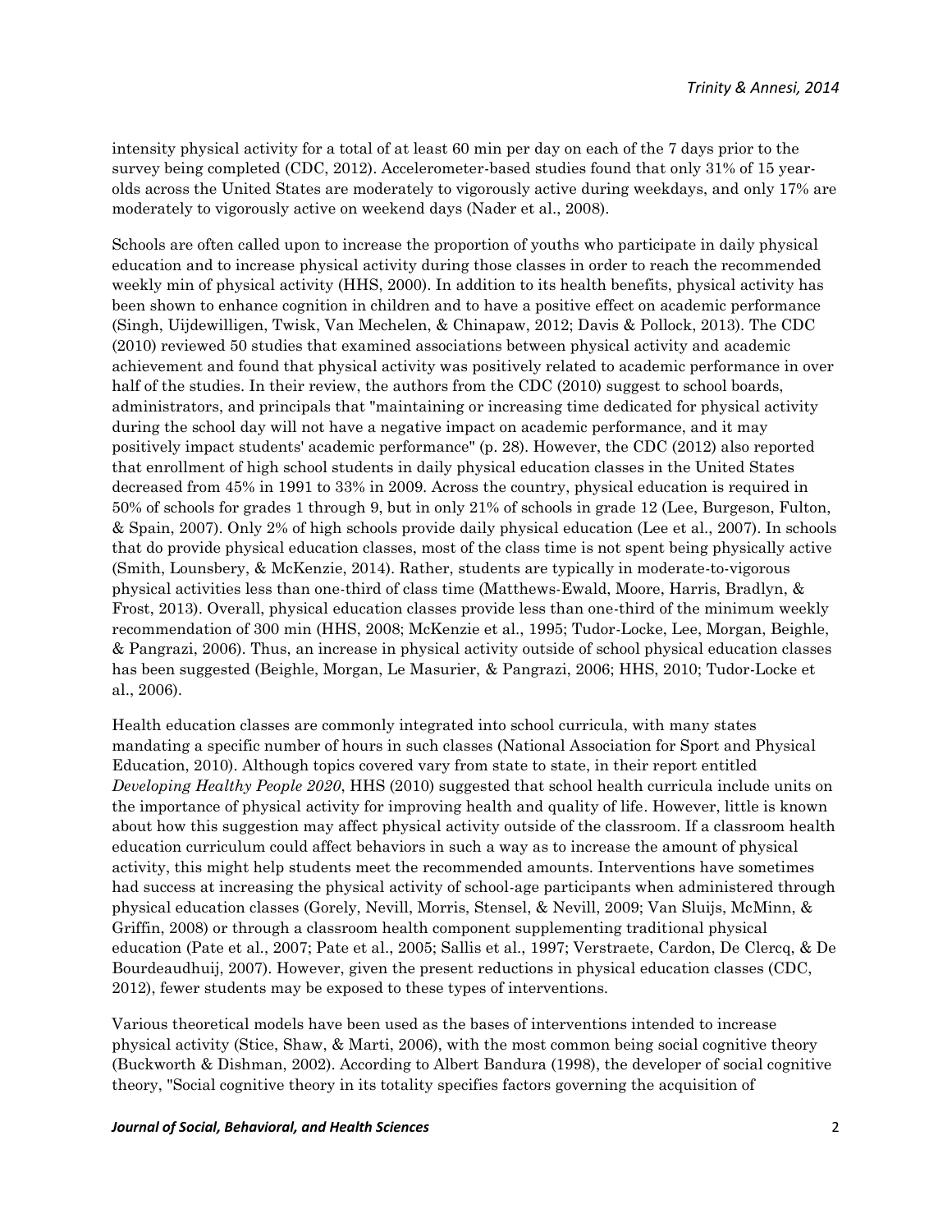intensity physical activity for a total of at least 60 min per day on each of the 7 days prior to the survey being completed (CDC, 2012). Accelerometer-based studies found that only 31% of 15 year-olds across the United States are moderately to vigorously active during weekdays, and only 17% are moderately to vigorously active on weekend days (Nader et al., 2008).

Schools are often called upon to increase the proportion of youths who participate in daily physical education and to increase physical activity during those classes in order to reach the recommended weekly min of physical activity (HHS, 2000). In addition to its health benefits, physical activity has been shown to enhance cognition in children and to have a positive effect on academic performance (Singh, Uijdewilligen, Twisk, Van Mechelen, & Chinapaw, 2012; Davis & Pollock, 2013). The CDC (2010) reviewed 50 studies that examined associations between physical activity and academic achievement and found that physical activity was positively related to academic performance in over half of the studies. In their review, the authors from the CDC (2010) suggest to school boards, administrators, and principals that "maintaining or increasing time dedicated for physical activity during the school day will not have a negative impact on academic performance, and it may positively impact students' academic performance" (p. 28). However, the CDC (2012) also reported that enrollment of high school students in daily physical education classes in the United States decreased from 45% in 1991 to 33% in 2009. Across the country, physical education is required in 50% of schools for grades 1 through 9, but in only 21% of schools in grade 12 (Lee, Burgeson, Fulton, & Spain, 2007). Only 2% of high schools provide daily physical education (Lee et al., 2007). In schools that do provide physical education classes, most of the class time is not spent being physically active (Smith, Lounsbery, & McKenzie, 2014). Rather, students are typically in moderate-to-vigorous physical activities less than one-third of class time (Matthews-Ewald, Moore, Harris, Bradlyn, & Frost, 2013). Overall, physical education classes provide less than one-third of the minimum weekly recommendation of 300 min (HHS, 2008; McKenzie et al., 1995; Tudor-Locke, Lee, Morgan, Beighle, & Pangrazi, 2006). Thus, an increase in physical activity outside of school physical education classes has been suggested (Beighle, Morgan, Le Masurier, & Pangrazi, 2006; HHS, 2010; Tudor-Locke et al., 2006).

Health education classes are commonly integrated into school curricula, with many states mandating a specific number of hours in such classes (National Association for Sport and Physical Education, 2010). Although topics covered vary from state to state, in their report entitled *Developing Healthy People 2020*, HHS (2010) suggested that school health curricula include units on the importance of physical activity for improving health and quality of life. However, little is known about how this suggestion may affect physical activity outside of the classroom. If a classroom health education curriculum could affect behaviors in such a way as to increase the amount of physical activity, this might help students meet the recommended amounts. Interventions have sometimes had success at increasing the physical activity of school-age participants when administered through physical education classes (Gorely, Nevill, Morris, Stensel, & Nevill, 2009; Van Sluijs, McMinn, & Griffin, 2008) or through a classroom health component supplementing traditional physical education (Pate et al., 2007; Pate et al., 2005; Sallis et al., 1997; Verstraete, Cardon, De Clercq, & De Bourdeaudhuij, 2007). However, given the present reductions in physical education classes (CDC, 2012), fewer students may be exposed to these types of interventions.

Various theoretical models have been used as the bases of interventions intended to increase physical activity (Stice, Shaw, & Marti, 2006), with the most common being social cognitive theory (Buckworth & Dishman, 2002). According to Albert Bandura (1998), the developer of social cognitive theory, "Social cognitive theory in its totality specifies factors governing the acquisition of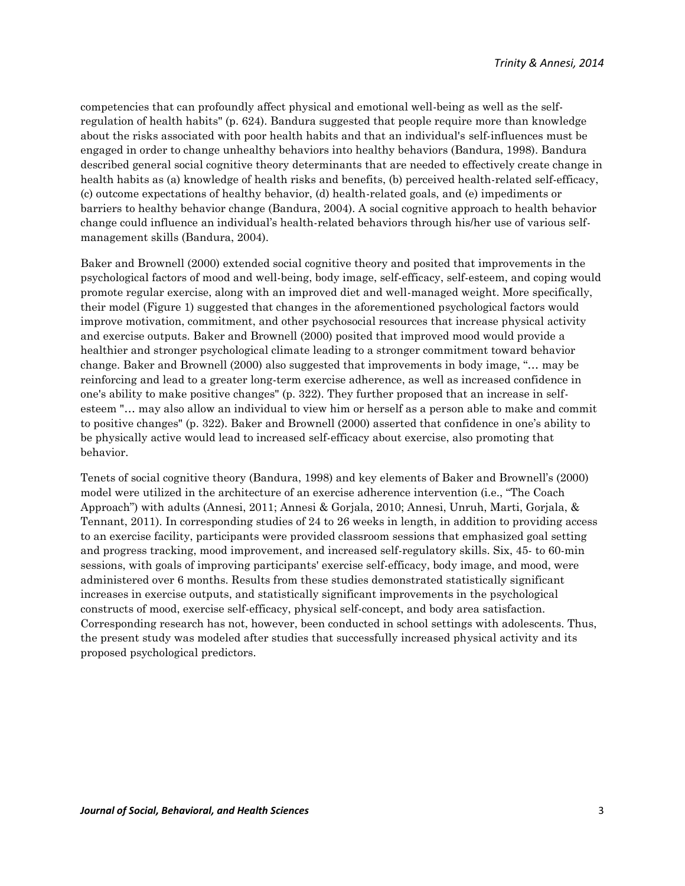competencies that can profoundly affect physical and emotional well-being as well as the self-regulation of health habits" (p. 624). Bandura suggested that people require more than knowledge about the risks associated with poor health habits and that an individual's self-influences must be engaged in order to change unhealthy behaviors into healthy behaviors (Bandura, 1998). Bandura described general social cognitive theory determinants that are needed to effectively create change in health habits as (a) knowledge of health risks and benefits, (b) perceived health-related self-efficacy, (c) outcome expectations of healthy behavior, (d) health-related goals, and (e) impediments or barriers to healthy behavior change (Bandura, 2004). A social cognitive approach to health behavior change could influence an individual's health-related behaviors through his/her use of various self-management skills (Bandura, 2004).

Baker and Brownell (2000) extended social cognitive theory and posited that improvements in the psychological factors of mood and well-being, body image, self-efficacy, self-esteem, and coping would promote regular exercise, along with an improved diet and well-managed weight. More specifically, their model (Figure 1) suggested that changes in the aforementioned psychological factors would improve motivation, commitment, and other psychosocial resources that increase physical activity and exercise outputs. Baker and Brownell (2000) posited that improved mood would provide a healthier and stronger psychological climate leading to a stronger commitment toward behavior change. Baker and Brownell (2000) also suggested that improvements in body image, "… may be reinforcing and lead to a greater long-term exercise adherence, as well as increased confidence in one's ability to make positive changes" (p. 322). They further proposed that an increase in self-esteem "… may also allow an individual to view him or herself as a person able to make and commit to positive changes" (p. 322). Baker and Brownell (2000) asserted that confidence in one's ability to be physically active would lead to increased self-efficacy about exercise, also promoting that behavior.

Tenets of social cognitive theory (Bandura, 1998) and key elements of Baker and Brownell's (2000) model were utilized in the architecture of an exercise adherence intervention (i.e., "The Coach Approach") with adults (Annesi, 2011; Annesi & Gorjala, 2010; Annesi, Unruh, Marti, Gorjala, & Tennant, 2011). In corresponding studies of 24 to 26 weeks in length, in addition to providing access to an exercise facility, participants were provided classroom sessions that emphasized goal setting and progress tracking, mood improvement, and increased self-regulatory skills. Six, 45- to 60-min sessions, with goals of improving participants' exercise self-efficacy, body image, and mood, were administered over 6 months. Results from these studies demonstrated statistically significant increases in exercise outputs, and statistically significant improvements in the psychological constructs of mood, exercise self-efficacy, physical self-concept, and body area satisfaction. Corresponding research has not, however, been conducted in school settings with adolescents. Thus, the present study was modeled after studies that successfully increased physical activity and its proposed psychological predictors.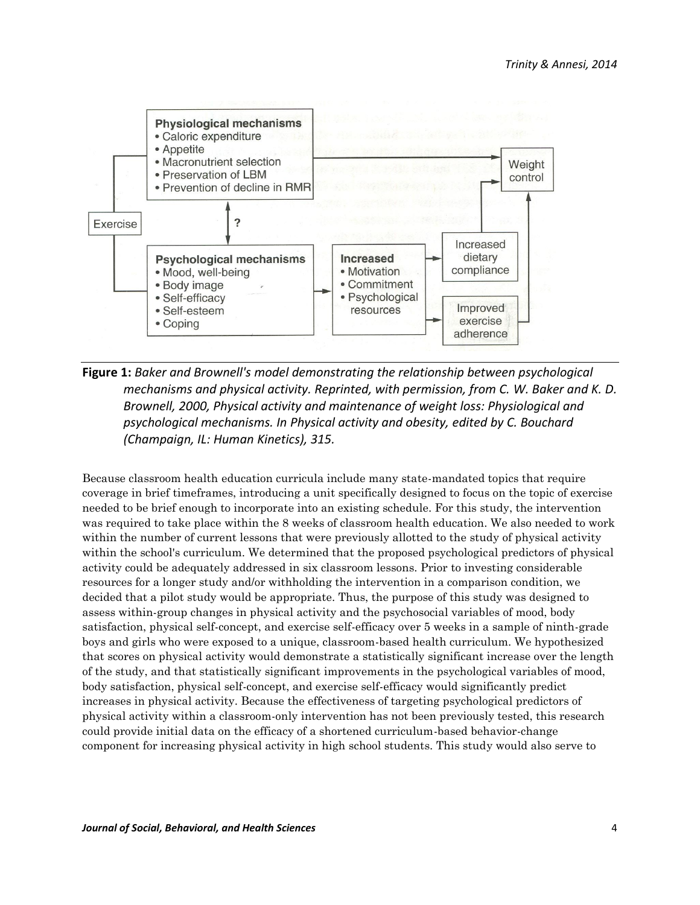**Figure 1:** *Baker and Brownell's model demonstrating the relationship between psychological mechanisms and physical activity. Reprinted, with permission, from C. W. Baker and K. D. Brownell, 2000, Physical activity and maintenance of weight loss: Physiological and psychological mechanisms. In Physical activity and obesity, edited by C. Bouchard (Champaign, IL: Human Kinetics), 315.*

Because classroom health education curricula include many state-mandated topics that require coverage in brief timeframes, introducing a unit specifically designed to focus on the topic of exercise needed to be brief enough to incorporate into an existing schedule. For this study, the intervention was required to take place within the 8 weeks of classroom health education. We also needed to work within the number of current lessons that were previously allotted to the study of physical activity within the school's curriculum. We determined that the proposed psychological predictors of physical activity could be adequately addressed in six classroom lessons. Prior to investing considerable resources for a longer study and/or withholding the intervention in a comparison condition, we decided that a pilot study would be appropriate. Thus, the purpose of this study was designed to assess within-group changes in physical activity and the psychosocial variables of mood, body satisfaction, physical self-concept, and exercise self-efficacy over 5 weeks in a sample of ninth-grade boys and girls who were exposed to a unique, classroom-based health curriculum. We hypothesized that scores on physical activity would demonstrate a statistically significant increase over the length of the study, and that statistically significant improvements in the psychological variables of mood, body satisfaction, physical self-concept, and exercise self-efficacy would significantly predict increases in physical activity. Because the effectiveness of targeting psychological predictors of physical activity within a classroom-only intervention has not been previously tested, this research could provide initial data on the efficacy of a shortened curriculum-based behavior-change component for increasing physical activity in high school students. This study would also serve to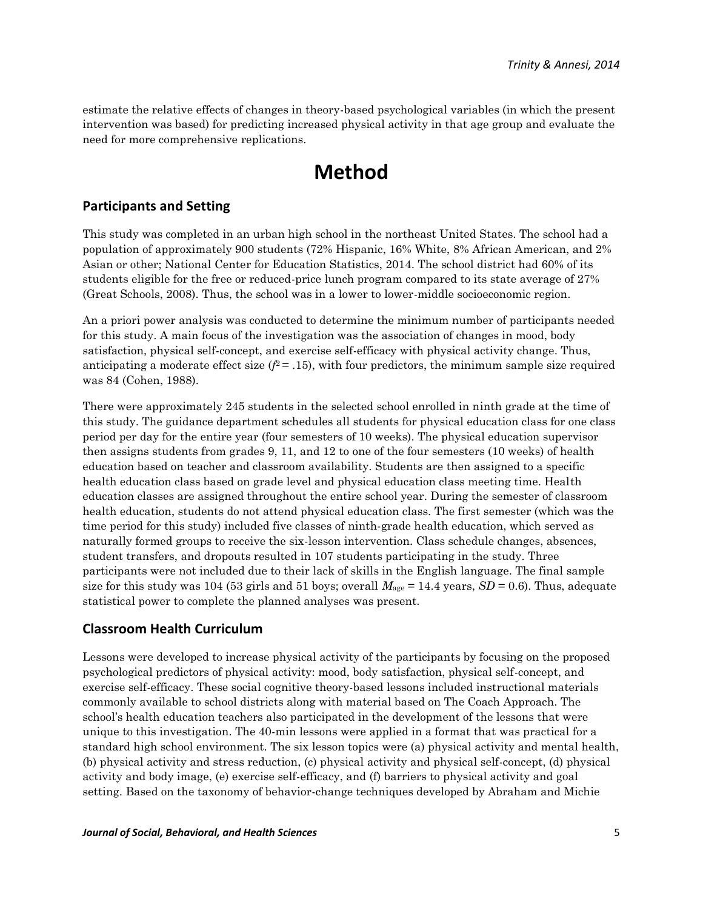estimate the relative effects of changes in theory-based psychological variables (in which the present intervention was based) for predicting increased physical activity in that age group and evaluate the need for more comprehensive replications.

# Method

## Participants and Setting

This study was completed in an urban high school in the northeast United States. The school had a population of approximately 900 students (72% Hispanic, 16% White, 8% African American, and 2% Asian or other; National Center for Education Statistics, 2014. The school district had 60% of its students eligible for the free or reduced-price lunch program compared to its state average of 27% (Great Schools, 2008). Thus, the school was in a lower to lower-middle socioeconomic region.

An a priori power analysis was conducted to determine the minimum number of participants needed for this study. A main focus of the investigation was the association of changes in mood, body satisfaction, physical self-concept, and exercise self-efficacy with physical activity change. Thus, anticipating a moderate effect size ($f^2 = .15$), with four predictors, the minimum sample size required was 84 (Cohen, 1988).

There were approximately 245 students in the selected school enrolled in ninth grade at the time of this study. The guidance department schedules all students for physical education class for one class period per day for the entire year (four semesters of 10 weeks). The physical education supervisor then assigns students from grades 9, 11, and 12 to one of the four semesters (10 weeks) of health education based on teacher and classroom availability. Students are then assigned to a specific health education class based on grade level and physical education class meeting time. Health education classes are assigned throughout the entire school year. During the semester of classroom health education, students do not attend physical education class. The first semester (which was the time period for this study) included five classes of ninth-grade health education, which served as naturally formed groups to receive the six-lesson intervention. Class schedule changes, absences, student transfers, and dropouts resulted in 107 students participating in the study. Three participants were not included due to their lack of skills in the English language. The final sample size for this study was 104 (53 girls and 51 boys; overall $M_{\text{age}} = 14.4$ years, $SD = 0.6$). Thus, adequate statistical power to complete the planned analyses was present.

## Classroom Health Curriculum

Lessons were developed to increase physical activity of the participants by focusing on the proposed psychological predictors of physical activity: mood, body satisfaction, physical self-concept, and exercise self-efficacy. These social cognitive theory-based lessons included instructional materials commonly available to school districts along with material based on The Coach Approach. The school's health education teachers also participated in the development of the lessons that were unique to this investigation. The 40-min lessons were applied in a format that was practical for a standard high school environment. The six lesson topics were (a) physical activity and mental health, (b) physical activity and stress reduction, (c) physical activity and physical self-concept, (d) physical activity and body image, (e) exercise self-efficacy, and (f) barriers to physical activity and goal setting. Based on the taxonomy of behavior-change techniques developed by Abraham and Michie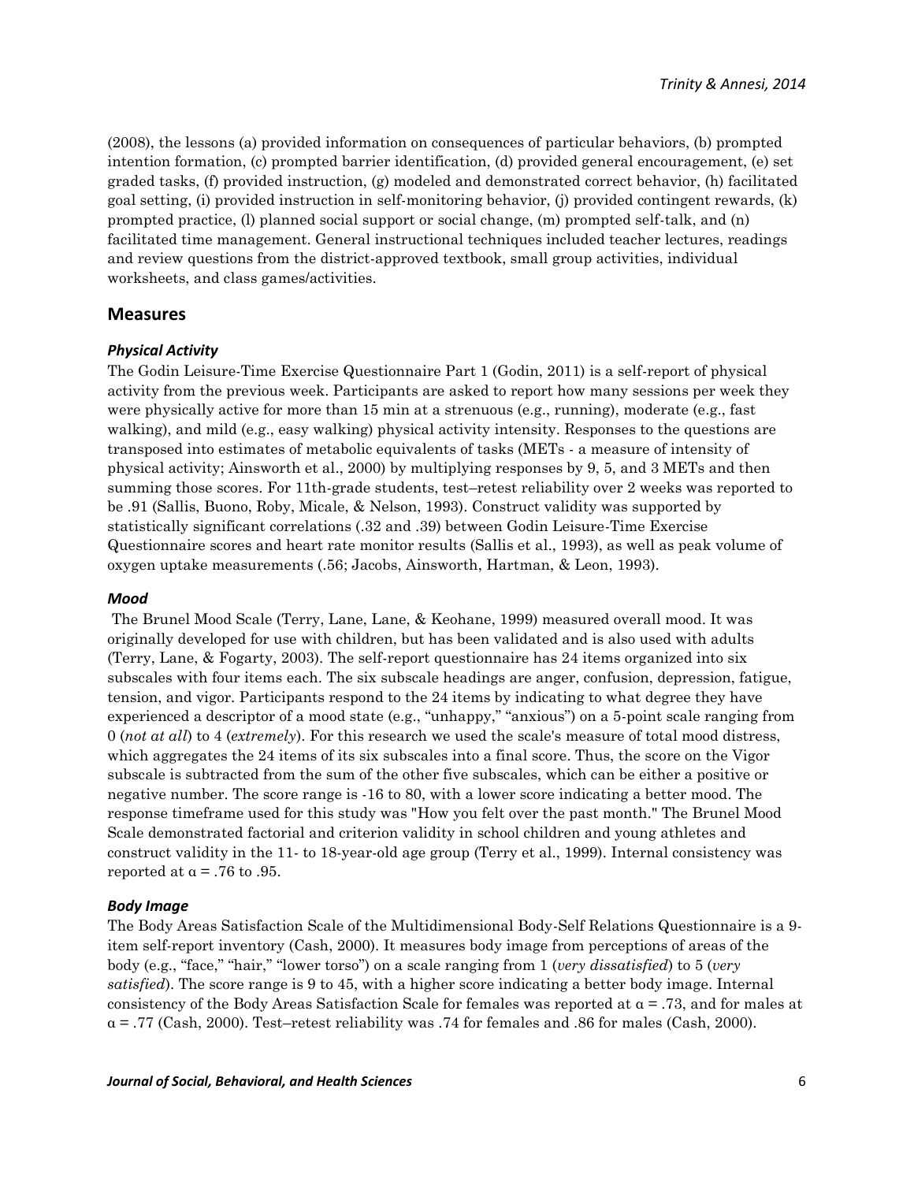(2008), the lessons (a) provided information on consequences of particular behaviors, (b) prompted intention formation, (c) prompted barrier identification, (d) provided general encouragement, (e) set graded tasks, (f) provided instruction, (g) modeled and demonstrated correct behavior, (h) facilitated goal setting, (i) provided instruction in self-monitoring behavior, (j) provided contingent rewards, (k) prompted practice, (l) planned social support or social change, (m) prompted self-talk, and (n) facilitated time management. General instructional techniques included teacher lectures, readings and review questions from the district-approved textbook, small group activities, individual worksheets, and class games/activities.

## Measures

### *Physical Activity*

The Godin Leisure-Time Exercise Questionnaire Part 1 (Godin, 2011) is a self-report of physical activity from the previous week. Participants are asked to report how many sessions per week they were physically active for more than 15 min at a strenuous (e.g., running), moderate (e.g., fast walking), and mild (e.g., easy walking) physical activity intensity. Responses to the questions are transposed into estimates of metabolic equivalents of tasks (METs - a measure of intensity of physical activity; Ainsworth et al., 2000) by multiplying responses by 9, 5, and 3 METs and then summing those scores. For 11th-grade students, test–retest reliability over 2 weeks was reported to be .91 (Sallis, Buono, Roby, Micale, & Nelson, 1993). Construct validity was supported by statistically significant correlations (.32 and .39) between Godin Leisure-Time Exercise Questionnaire scores and heart rate monitor results (Sallis et al., 1993), as well as peak volume of oxygen uptake measurements (.56; Jacobs, Ainsworth, Hartman, & Leon, 1993).

### *Mood*

The Brunel Mood Scale (Terry, Lane, Lane, & Keohane, 1999) measured overall mood. It was originally developed for use with children, but has been validated and is also used with adults (Terry, Lane, & Fogarty, 2003). The self-report questionnaire has 24 items organized into six subscales with four items each. The six subscale headings are anger, confusion, depression, fatigue, tension, and vigor. Participants respond to the 24 items by indicating to what degree they have experienced a descriptor of a mood state (e.g., "unhappy," "anxious") on a 5-point scale ranging from 0 (*not at all*) to 4 (*extremely*). For this research we used the scale's measure of total mood distress, which aggregates the 24 items of its six subscales into a final score. Thus, the score on the Vigor subscale is subtracted from the sum of the other five subscales, which can be either a positive or negative number. The score range is -16 to 80, with a lower score indicating a better mood. The response timeframe used for this study was "How you felt over the past month." The Brunel Mood Scale demonstrated factorial and criterion validity in school children and young athletes and construct validity in the 11- to 18-year-old age group (Terry et al., 1999). Internal consistency was reported at $\alpha$ = .76 to .95.

### *Body Image*

The Body Areas Satisfaction Scale of the Multidimensional Body-Self Relations Questionnaire is a 9-item self-report inventory (Cash, 2000). It measures body image from perceptions of areas of the body (e.g., "face," "hair," "lower torso") on a scale ranging from 1 (*very dissatisfied*) to 5 (*very satisfied*). The score range is 9 to 45, with a higher score indicating a better body image. Internal consistency of the Body Areas Satisfaction Scale for females was reported at $\alpha$ = .73, and for males at $\alpha$ = .77 (Cash, 2000). Test–retest reliability was .74 for females and .86 for males (Cash, 2000).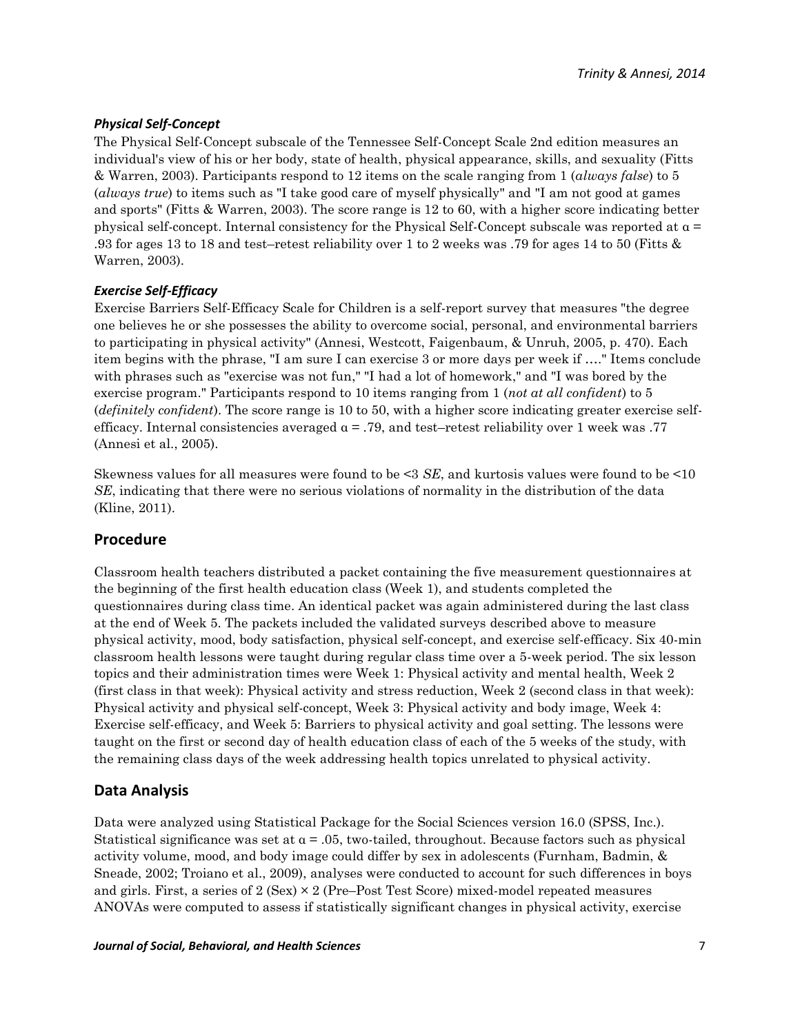### *Physical Self-Concept*

The Physical Self-Concept subscale of the Tennessee Self-Concept Scale 2nd edition measures an individual's view of his or her body, state of health, physical appearance, skills, and sexuality (Fitts & Warren, 2003). Participants respond to 12 items on the scale ranging from 1 (*always false*) to 5 (*always true*) to items such as "I take good care of myself physically" and "I am not good at games and sports" (Fitts & Warren, 2003). The score range is 12 to 60, with a higher score indicating better physical self-concept. Internal consistency for the Physical Self-Concept subscale was reported at $\alpha = .93$ for ages 13 to 18 and test–retest reliability over 1 to 2 weeks was .79 for ages 14 to 50 (Fitts & Warren, 2003).

### *Exercise Self-Efficacy*

Exercise Barriers Self-Efficacy Scale for Children is a self-report survey that measures "the degree one believes he or she possesses the ability to overcome social, personal, and environmental barriers to participating in physical activity" (Annesi, Westcott, Faigenbaum, & Unruh, 2005, p. 470). Each item begins with the phrase, "I am sure I can exercise 3 or more days per week if …." Items conclude with phrases such as "exercise was not fun," "I had a lot of homework," and "I was bored by the exercise program." Participants respond to 10 items ranging from 1 (*not at all confident*) to 5 (*definitely confident*). The score range is 10 to 50, with a higher score indicating greater exercise self-efficacy. Internal consistencies averaged $\alpha = .79$, and test–retest reliability over 1 week was .77 (Annesi et al., 2005).

Skewness values for all measures were found to be <3 *SE*, and kurtosis values were found to be <10 *SE*, indicating that there were no serious violations of normality in the distribution of the data (Kline, 2011).

## Procedure

Classroom health teachers distributed a packet containing the five measurement questionnaires at the beginning of the first health education class (Week 1), and students completed the questionnaires during class time. An identical packet was again administered during the last class at the end of Week 5. The packets included the validated surveys described above to measure physical activity, mood, body satisfaction, physical self-concept, and exercise self-efficacy. Six 40-min classroom health lessons were taught during regular class time over a 5-week period. The six lesson topics and their administration times were Week 1: Physical activity and mental health, Week 2 (first class in that week): Physical activity and stress reduction, Week 2 (second class in that week): Physical activity and physical self-concept, Week 3: Physical activity and body image, Week 4: Exercise self-efficacy, and Week 5: Barriers to physical activity and goal setting. The lessons were taught on the first or second day of health education class of each of the 5 weeks of the study, with the remaining class days of the week addressing health topics unrelated to physical activity.

## Data Analysis

Data were analyzed using Statistical Package for the Social Sciences version 16.0 (SPSS, Inc.). Statistical significance was set at $\alpha = .05$, two-tailed, throughout. Because factors such as physical activity volume, mood, and body image could differ by sex in adolescents (Furnham, Badmin, & Sneade, 2002; Troiano et al., 2009), analyses were conducted to account for such differences in boys and girls. First, a series of 2 (Sex) × 2 (Pre–Post Test Score) mixed-model repeated measures ANOVAs were computed to assess if statistically significant changes in physical activity, exercise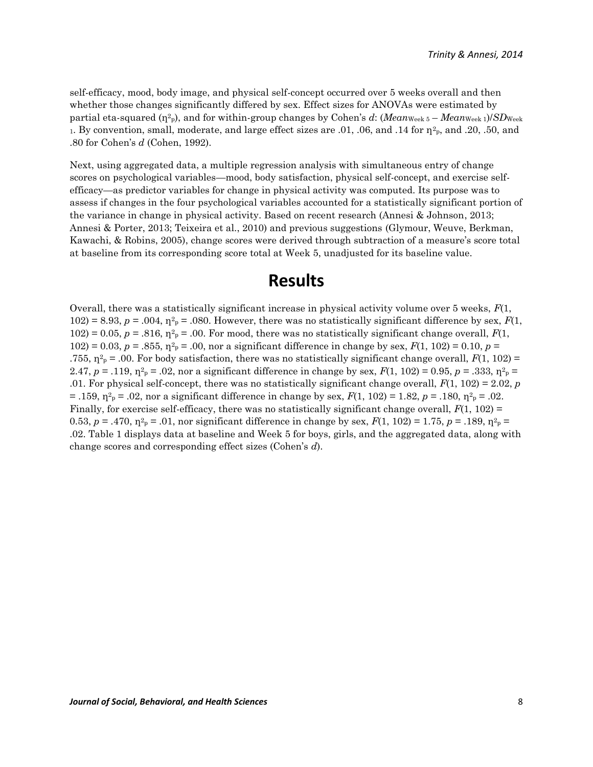self-efficacy, mood, body image, and physical self-concept occurred over 5 weeks overall and then whether those changes significantly differed by sex. Effect sizes for ANOVAs were estimated by partial eta-squared ($\eta^2_p$), and for within-group changes by Cohen's $d$: ($Mean_{\text{Week 5}} - Mean_{\text{Week 1}}$)/$SD_{\text{Week 1}}$. By convention, small, moderate, and large effect sizes are .01, .06, and .14 for $\eta^2_p$, and .20, .50, and .80 for Cohen's $d$ (Cohen, 1992).

Next, using aggregated data, a multiple regression analysis with simultaneous entry of change scores on psychological variables—mood, body satisfaction, physical self-concept, and exercise self-efficacy—as predictor variables for change in physical activity was computed. Its purpose was to assess if changes in the four psychological variables accounted for a statistically significant portion of the variance in change in physical activity. Based on recent research (Annesi & Johnson, 2013; Annesi & Porter, 2013; Teixeira et al., 2010) and previous suggestions (Glymour, Weuve, Berkman, Kawachi, & Robins, 2005), change scores were derived through subtraction of a measure's score total at baseline from its corresponding score total at Week 5, unadjusted for its baseline value.

# Results

Overall, there was a statistically significant increase in physical activity volume over 5 weeks, $F(1, 102) = 8.93$, $p = .004$, $\eta^2_p = .080$. However, there was no statistically significant difference by sex, $F(1, 102) = 0.05$, $p = .816$, $\eta^2_p = .00$. For mood, there was no statistically significant change overall, $F(1, 102) = 0.03$, $p = .855$, $\eta^2_p = .00$, nor a significant difference in change by sex, $F(1, 102) = 0.10$, $p = .755$, $\eta^2_p = .00$. For body satisfaction, there was no statistically significant change overall, $F(1, 102) = 2.47$, $p = .119$, $\eta^2_p = .02$, nor a significant difference in change by sex, $F(1, 102) = 0.95$, $p = .333$, $\eta^2_p = .01$. For physical self-concept, there was no statistically significant change overall, $F(1, 102) = 2.02$, $p = .159$, $\eta^2_p = .02$, nor a significant difference in change by sex, $F(1, 102) = 1.82$, $p = .180$, $\eta^2_p = .02$. Finally, for exercise self-efficacy, there was no statistically significant change overall, $F(1, 102) = 0.53$, $p = .470$, $\eta^2_p = .01$, nor significant difference in change by sex, $F(1, 102) = 1.75$, $p = .189$, $\eta^2_p = .02$. Table 1 displays data at baseline and Week 5 for boys, girls, and the aggregated data, along with change scores and corresponding effect sizes (Cohen's $d$).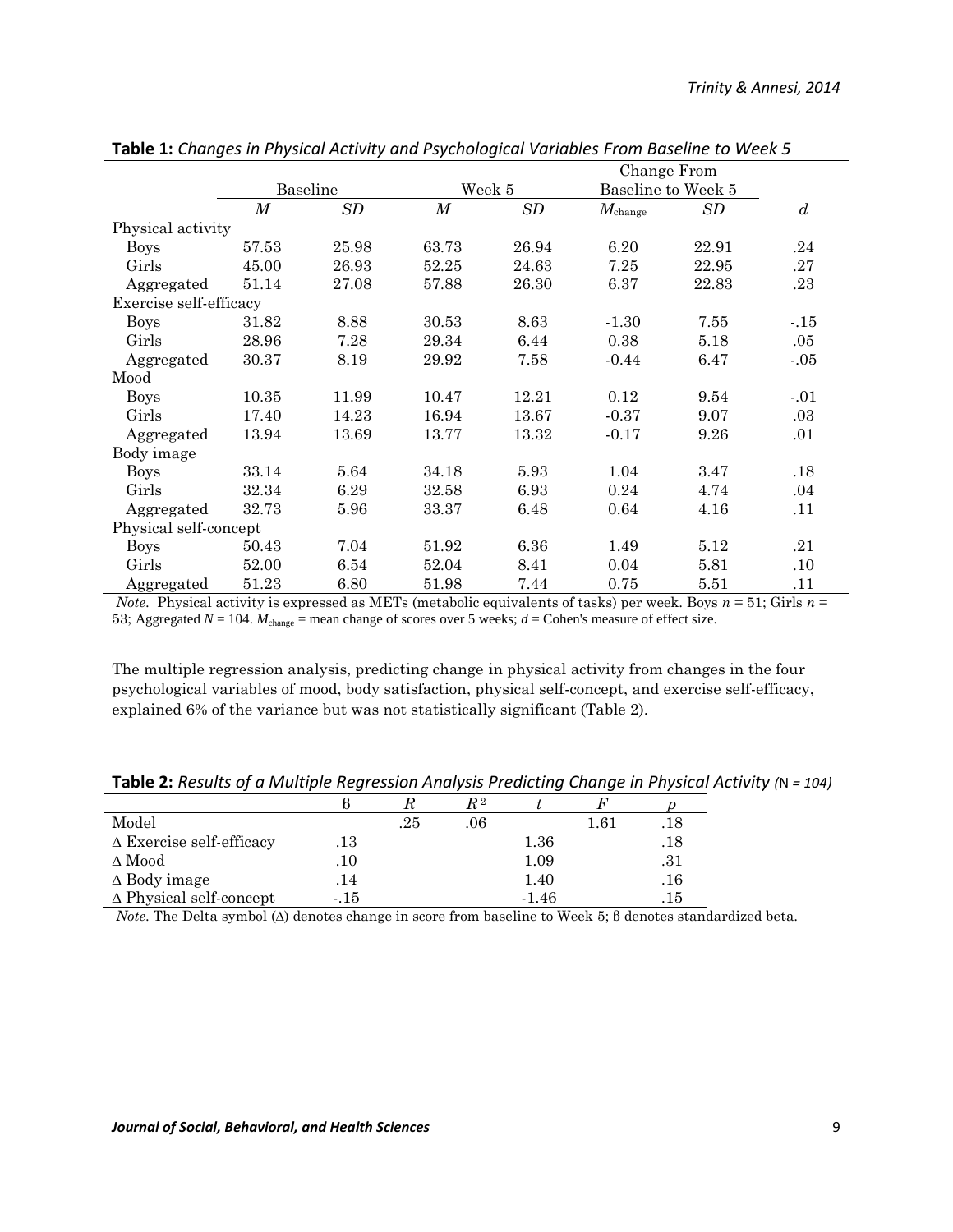**Table 1:** *Changes in Physical Activity and Psychological Variables From Baseline to Week 5*

| | Baseline | | Week 5 | | Change From Baseline to Week 5 | | |
|---|---|---|---|---|---|---|---|
| | *M* | *SD* | *M* | *SD* | $M_{\text{change}}$ | *SD* | *d* |
| Physical activity | | | | | | | |
| Boys | 57.53 | 25.98 | 63.73 | 26.94 | 6.20 | 22.91 | .24 |
| Girls | 45.00 | 26.93 | 52.25 | 24.63 | 7.25 | 22.95 | .27 |
| Aggregated | 51.14 | 27.08 | 57.88 | 26.30 | 6.37 | 22.83 | .23 |
| Exercise self-efficacy | | | | | | | |
| Boys | 31.82 | 8.88 | 30.53 | 8.63 | -1.30 | 7.55 | -.15 |
| Girls | 28.96 | 7.28 | 29.34 | 6.44 | 0.38 | 5.18 | .05 |
| Aggregated | 30.37 | 8.19 | 29.92 | 7.58 | -0.44 | 6.47 | -.05 |
| Mood | | | | | | | |
| Boys | 10.35 | 11.99 | 10.47 | 12.21 | 0.12 | 9.54 | -.01 |
| Girls | 17.40 | 14.23 | 16.94 | 13.67 | -0.37 | 9.07 | .03 |
| Aggregated | 13.94 | 13.69 | 13.77 | 13.32 | -0.17 | 9.26 | .01 |
| Body image | | | | | | | |
| Boys | 33.14 | 5.64 | 34.18 | 5.93 | 1.04 | 3.47 | .18 |
| Girls | 32.34 | 6.29 | 32.58 | 6.93 | 0.24 | 4.74 | .04 |
| Aggregated | 32.73 | 5.96 | 33.37 | 6.48 | 0.64 | 4.16 | .11 |
| Physical self-concept | | | | | | | |
| Boys | 50.43 | 7.04 | 51.92 | 6.36 | 1.49 | 5.12 | .21 |
| Girls | 52.00 | 6.54 | 52.04 | 8.41 | 0.04 | 5.81 | .10 |
| Aggregated | 51.23 | 6.80 | 51.98 | 7.44 | 0.75 | 5.51 | .11 |

*Note*. Physical activity is expressed as METs (metabolic equivalents of tasks) per week. Boys $n = 51$; Girls $n = 53$; Aggregated $N = 104$. $M_{\text{change}}$ = mean change of scores over 5 weeks; $d$ = Cohen's measure of effect size.

The multiple regression analysis, predicting change in physical activity from changes in the four psychological variables of mood, body satisfaction, physical self-concept, and exercise self-efficacy, explained 6% of the variance but was not statistically significant (Table 2).

**Table 2:** *Results of a Multiple Regression Analysis Predicting Change in Physical Activity (*N *= 104)*

| | ß | *R* | $R^2$ | *t* | *F* | *p* |
|---|---|---|---|---|---|---|
| Model | | .25 | .06 | | 1.61 | .18 |
| Δ Exercise self-efficacy | .13 | | | 1.36 | | .18 |
| Δ Mood | .10 | | | 1.09 | | .31 |
| Δ Body image | .14 | | | 1.40 | | .16 |
| Δ Physical self-concept | -.15 | | | -1.46 | | .15 |

*Note*. The Delta symbol (Δ) denotes change in score from baseline to Week 5; ß denotes standardized beta.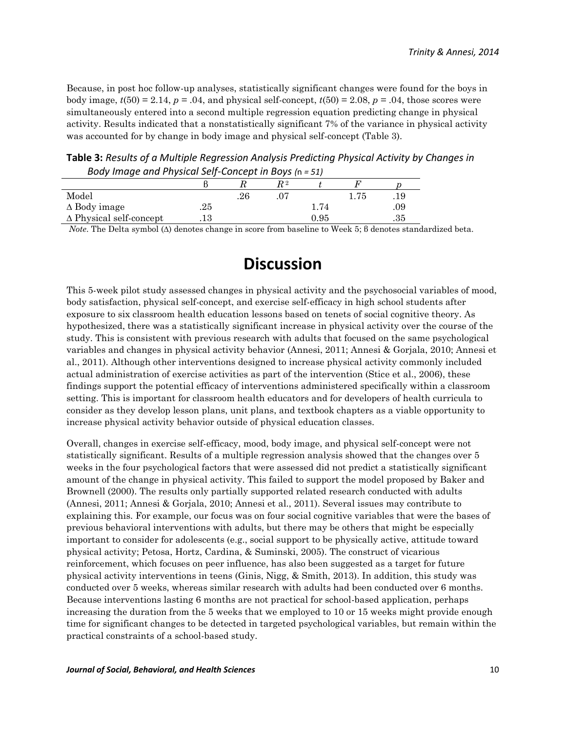Because, in post hoc follow-up analyses, statistically significant changes were found for the boys in body image, $t(50) = 2.14$, $p = .04$, and physical self-concept, $t(50) = 2.08$, $p = .04$, those scores were simultaneously entered into a second multiple regression equation predicting change in physical activity. Results indicated that a nonstatistically significant 7% of the variance in physical activity was accounted for by change in body image and physical self-concept (Table 3).

**Table 3:** *Results of a Multiple Regression Analysis Predicting Physical Activity by Changes in Body Image and Physical Self-Concept in Boys (n = 51)*

| | β | $R$ | $R^2$ | $t$ | $F$ | $p$ |
|---|---|---|---|---|---|---|
| Model | | .26 | .07 | | 1.75 | .19 |
| Δ Body image | .25 | | | 1.74 | | .09 |
| Δ Physical self-concept | .13 | | | 0.95 | | .35 |

*Note*. The Delta symbol (Δ) denotes change in score from baseline to Week 5; β denotes standardized beta.

# Discussion

This 5-week pilot study assessed changes in physical activity and the psychosocial variables of mood, body satisfaction, physical self-concept, and exercise self-efficacy in high school students after exposure to six classroom health education lessons based on tenets of social cognitive theory. As hypothesized, there was a statistically significant increase in physical activity over the course of the study. This is consistent with previous research with adults that focused on the same psychological variables and changes in physical activity behavior (Annesi, 2011; Annesi & Gorjala, 2010; Annesi et al., 2011). Although other interventions designed to increase physical activity commonly included actual administration of exercise activities as part of the intervention (Stice et al., 2006), these findings support the potential efficacy of interventions administered specifically within a classroom setting. This is important for classroom health educators and for developers of health curricula to consider as they develop lesson plans, unit plans, and textbook chapters as a viable opportunity to increase physical activity behavior outside of physical education classes.

Overall, changes in exercise self-efficacy, mood, body image, and physical self-concept were not statistically significant. Results of a multiple regression analysis showed that the changes over 5 weeks in the four psychological factors that were assessed did not predict a statistically significant amount of the change in physical activity. This failed to support the model proposed by Baker and Brownell (2000). The results only partially supported related research conducted with adults (Annesi, 2011; Annesi & Gorjala, 2010; Annesi et al., 2011). Several issues may contribute to explaining this. For example, our focus was on four social cognitive variables that were the bases of previous behavioral interventions with adults, but there may be others that might be especially important to consider for adolescents (e.g., social support to be physically active, attitude toward physical activity; Petosa, Hortz, Cardina, & Suminski, 2005). The construct of vicarious reinforcement, which focuses on peer influence, has also been suggested as a target for future physical activity interventions in teens (Ginis, Nigg, & Smith, 2013). In addition, this study was conducted over 5 weeks, whereas similar research with adults had been conducted over 6 months. Because interventions lasting 6 months are not practical for school-based application, perhaps increasing the duration from the 5 weeks that we employed to 10 or 15 weeks might provide enough time for significant changes to be detected in targeted psychological variables, but remain within the practical constraints of a school-based study.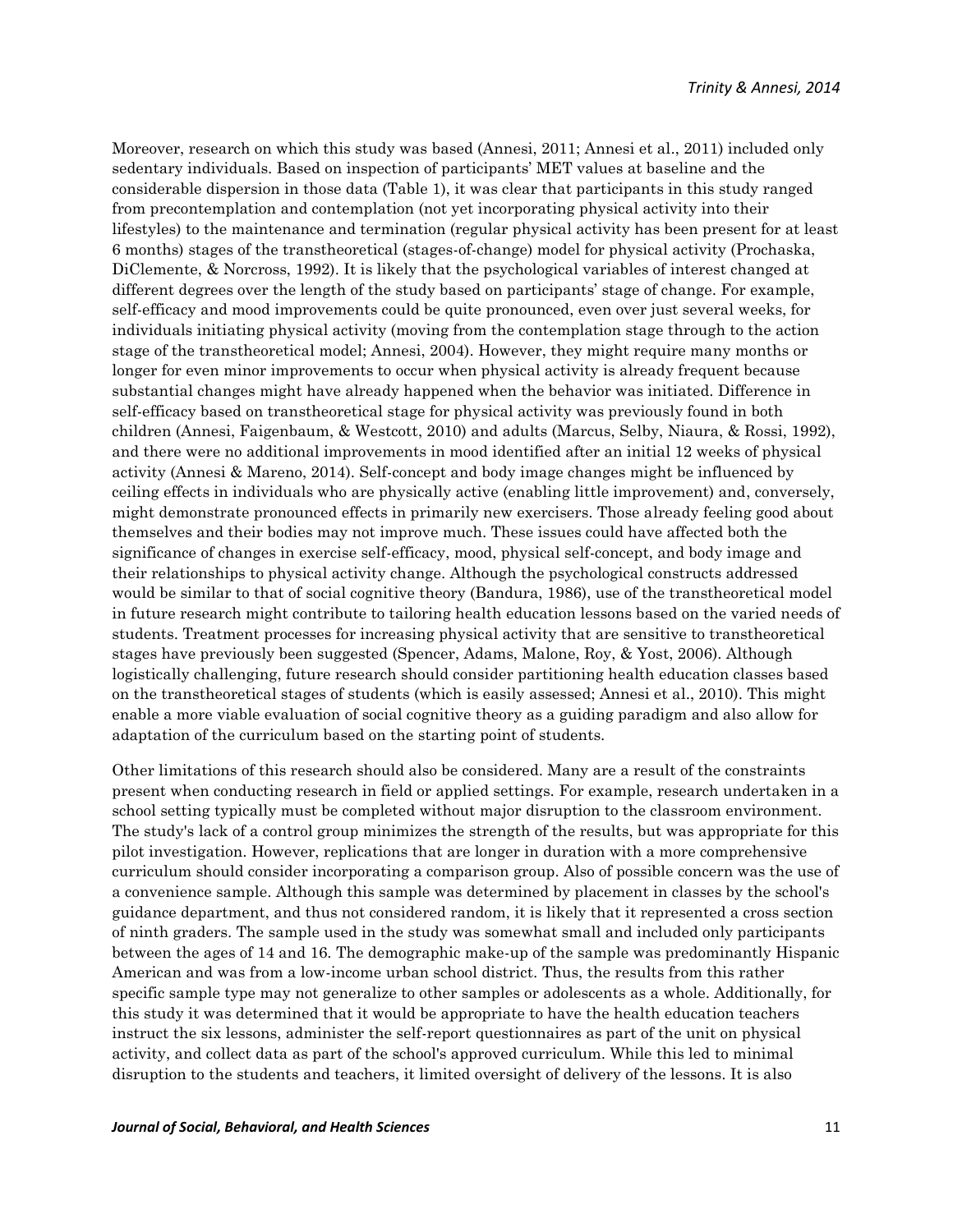Moreover, research on which this study was based (Annesi, 2011; Annesi et al., 2011) included only sedentary individuals. Based on inspection of participants' MET values at baseline and the considerable dispersion in those data (Table 1), it was clear that participants in this study ranged from precontemplation and contemplation (not yet incorporating physical activity into their lifestyles) to the maintenance and termination (regular physical activity has been present for at least 6 months) stages of the transtheoretical (stages-of-change) model for physical activity (Prochaska, DiClemente, & Norcross, 1992). It is likely that the psychological variables of interest changed at different degrees over the length of the study based on participants' stage of change. For example, self-efficacy and mood improvements could be quite pronounced, even over just several weeks, for individuals initiating physical activity (moving from the contemplation stage through to the action stage of the transtheoretical model; Annesi, 2004). However, they might require many months or longer for even minor improvements to occur when physical activity is already frequent because substantial changes might have already happened when the behavior was initiated. Difference in self-efficacy based on transtheoretical stage for physical activity was previously found in both children (Annesi, Faigenbaum, & Westcott, 2010) and adults (Marcus, Selby, Niaura, & Rossi, 1992), and there were no additional improvements in mood identified after an initial 12 weeks of physical activity (Annesi & Mareno, 2014). Self-concept and body image changes might be influenced by ceiling effects in individuals who are physically active (enabling little improvement) and, conversely, might demonstrate pronounced effects in primarily new exercisers. Those already feeling good about themselves and their bodies may not improve much. These issues could have affected both the significance of changes in exercise self-efficacy, mood, physical self-concept, and body image and their relationships to physical activity change. Although the psychological constructs addressed would be similar to that of social cognitive theory (Bandura, 1986), use of the transtheoretical model in future research might contribute to tailoring health education lessons based on the varied needs of students. Treatment processes for increasing physical activity that are sensitive to transtheoretical stages have previously been suggested (Spencer, Adams, Malone, Roy, & Yost, 2006). Although logistically challenging, future research should consider partitioning health education classes based on the transtheoretical stages of students (which is easily assessed; Annesi et al., 2010). This might enable a more viable evaluation of social cognitive theory as a guiding paradigm and also allow for adaptation of the curriculum based on the starting point of students.

Other limitations of this research should also be considered. Many are a result of the constraints present when conducting research in field or applied settings. For example, research undertaken in a school setting typically must be completed without major disruption to the classroom environment. The study's lack of a control group minimizes the strength of the results, but was appropriate for this pilot investigation. However, replications that are longer in duration with a more comprehensive curriculum should consider incorporating a comparison group. Also of possible concern was the use of a convenience sample. Although this sample was determined by placement in classes by the school's guidance department, and thus not considered random, it is likely that it represented a cross section of ninth graders. The sample used in the study was somewhat small and included only participants between the ages of 14 and 16. The demographic make-up of the sample was predominantly Hispanic American and was from a low-income urban school district. Thus, the results from this rather specific sample type may not generalize to other samples or adolescents as a whole. Additionally, for this study it was determined that it would be appropriate to have the health education teachers instruct the six lessons, administer the self-report questionnaires as part of the unit on physical activity, and collect data as part of the school's approved curriculum. While this led to minimal disruption to the students and teachers, it limited oversight of delivery of the lessons. It is also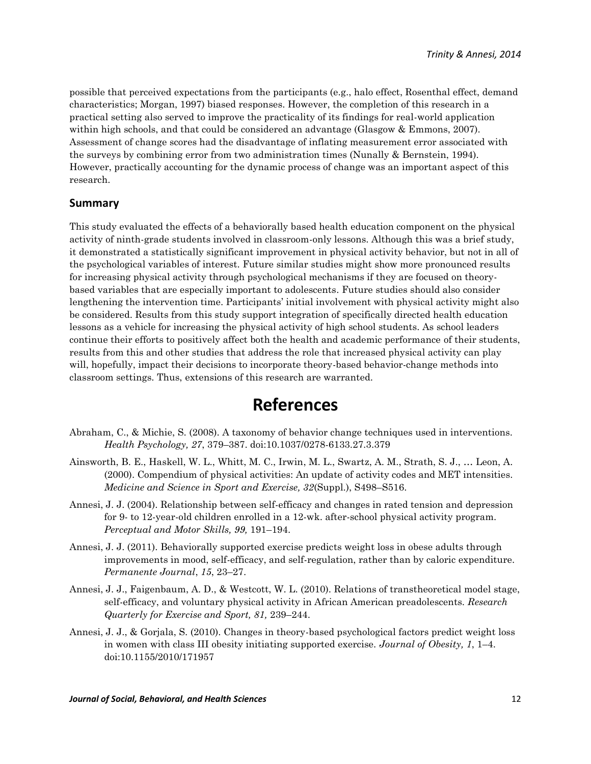possible that perceived expectations from the participants (e.g., halo effect, Rosenthal effect, demand characteristics; Morgan, 1997) biased responses. However, the completion of this research in a practical setting also served to improve the practicality of its findings for real-world application within high schools, and that could be considered an advantage (Glasgow & Emmons, 2007). Assessment of change scores had the disadvantage of inflating measurement error associated with the surveys by combining error from two administration times (Nunally & Bernstein, 1994). However, practically accounting for the dynamic process of change was an important aspect of this research.

## Summary

This study evaluated the effects of a behaviorally based health education component on the physical activity of ninth-grade students involved in classroom-only lessons. Although this was a brief study, it demonstrated a statistically significant improvement in physical activity behavior, but not in all of the psychological variables of interest. Future similar studies might show more pronounced results for increasing physical activity through psychological mechanisms if they are focused on theory-based variables that are especially important to adolescents. Future studies should also consider lengthening the intervention time. Participants' initial involvement with physical activity might also be considered. Results from this study support integration of specifically directed health education lessons as a vehicle for increasing the physical activity of high school students. As school leaders continue their efforts to positively affect both the health and academic performance of their students, results from this and other studies that address the role that increased physical activity can play will, hopefully, impact their decisions to incorporate theory-based behavior-change methods into classroom settings. Thus, extensions of this research are warranted.

# References

Abraham, C., & Michie, S. (2008). A taxonomy of behavior change techniques used in interventions. *Health Psychology, 27*, 379–387. doi:10.1037/0278-6133.27.3.379

Ainsworth, B. E., Haskell, W. L., Whitt, M. C., Irwin, M. L., Swartz, A. M., Strath, S. J., … Leon, A. (2000). Compendium of physical activities: An update of activity codes and MET intensities. *Medicine and Science in Sport and Exercise, 32*(Suppl.), S498–S516.

Annesi, J. J. (2004). Relationship between self-efficacy and changes in rated tension and depression for 9- to 12-year-old children enrolled in a 12-wk. after-school physical activity program. *Perceptual and Motor Skills, 99,* 191–194.

Annesi, J. J. (2011). Behaviorally supported exercise predicts weight loss in obese adults through improvements in mood, self-efficacy, and self-regulation, rather than by caloric expenditure. *Permanente Journal*, *15*, 23–27.

Annesi, J. J., Faigenbaum, A. D., & Westcott, W. L. (2010). Relations of transtheoretical model stage, self-efficacy, and voluntary physical activity in African American preadolescents. *Research Quarterly for Exercise and Sport, 81,* 239–244.

Annesi, J. J., & Gorjala, S. (2010). Changes in theory-based psychological factors predict weight loss in women with class III obesity initiating supported exercise. *Journal of Obesity, 1*, 1–4. doi:10.1155/2010/171957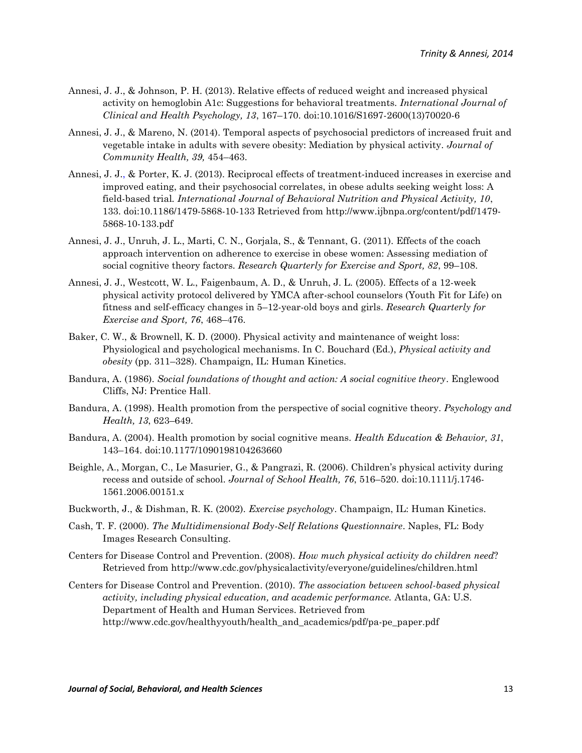Annesi, J. J., & Johnson, P. H. (2013). Relative effects of reduced weight and increased physical activity on hemoglobin A1c: Suggestions for behavioral treatments. *International Journal of Clinical and Health Psychology, 13*, 167–170. doi:10.1016/S1697-2600(13)70020-6

Annesi, J. J., & Mareno, N. (2014). Temporal aspects of psychosocial predictors of increased fruit and vegetable intake in adults with severe obesity: Mediation by physical activity. *Journal of Community Health, 39,* 454–463.

Annesi, J. J., & Porter, K. J. (2013). Reciprocal effects of treatment-induced increases in exercise and improved eating, and their psychosocial correlates, in obese adults seeking weight loss: A field-based trial. *International Journal of Behavioral Nutrition and Physical Activity, 10*, 133. doi:10.1186/1479-5868-10-133 Retrieved from http://www.ijbnpa.org/content/pdf/1479-5868-10-133.pdf

Annesi, J. J., Unruh, J. L., Marti, C. N., Gorjala, S., & Tennant, G. (2011). Effects of the coach approach intervention on adherence to exercise in obese women: Assessing mediation of social cognitive theory factors. *Research Quarterly for Exercise and Sport, 82*, 99–108.

Annesi, J. J., Westcott, W. L., Faigenbaum, A. D., & Unruh, J. L. (2005). Effects of a 12-week physical activity protocol delivered by YMCA after-school counselors (Youth Fit for Life) on fitness and self-efficacy changes in 5–12-year-old boys and girls. *Research Quarterly for Exercise and Sport, 76*, 468–476.

Baker, C. W., & Brownell, K. D. (2000). Physical activity and maintenance of weight loss: Physiological and psychological mechanisms. In C. Bouchard (Ed.), *Physical activity and obesity* (pp. 311–328). Champaign, IL: Human Kinetics.

Bandura, A. (1986). *Social foundations of thought and action: A social cognitive theory*. Englewood Cliffs, NJ: Prentice Hall.

Bandura, A. (1998). Health promotion from the perspective of social cognitive theory. *Psychology and Health, 13*, 623–649.

Bandura, A. (2004). Health promotion by social cognitive means. *Health Education & Behavior, 31*, 143–164. doi:10.1177/1090198104263660

Beighle, A., Morgan, C., Le Masurier, G., & Pangrazi, R. (2006). Children's physical activity during recess and outside of school. *Journal of School Health, 76*, 516–520. doi:10.1111/j.1746-1561.2006.00151.x

Buckworth, J., & Dishman, R. K. (2002). *Exercise psychology*. Champaign, IL: Human Kinetics.

Cash, T. F. (2000). *The Multidimensional Body-Self Relations Questionnaire*. Naples, FL: Body Images Research Consulting.

Centers for Disease Control and Prevention. (2008). *How much physical activity do children need*? Retrieved from http://www.cdc.gov/physicalactivity/everyone/guidelines/children.html

Centers for Disease Control and Prevention. (2010). *The association between school-based physical activity, including physical education, and academic performance.* Atlanta, GA: U.S. Department of Health and Human Services. Retrieved from http://www.cdc.gov/healthyyouth/health_and_academics/pdf/pa-pe_paper.pdf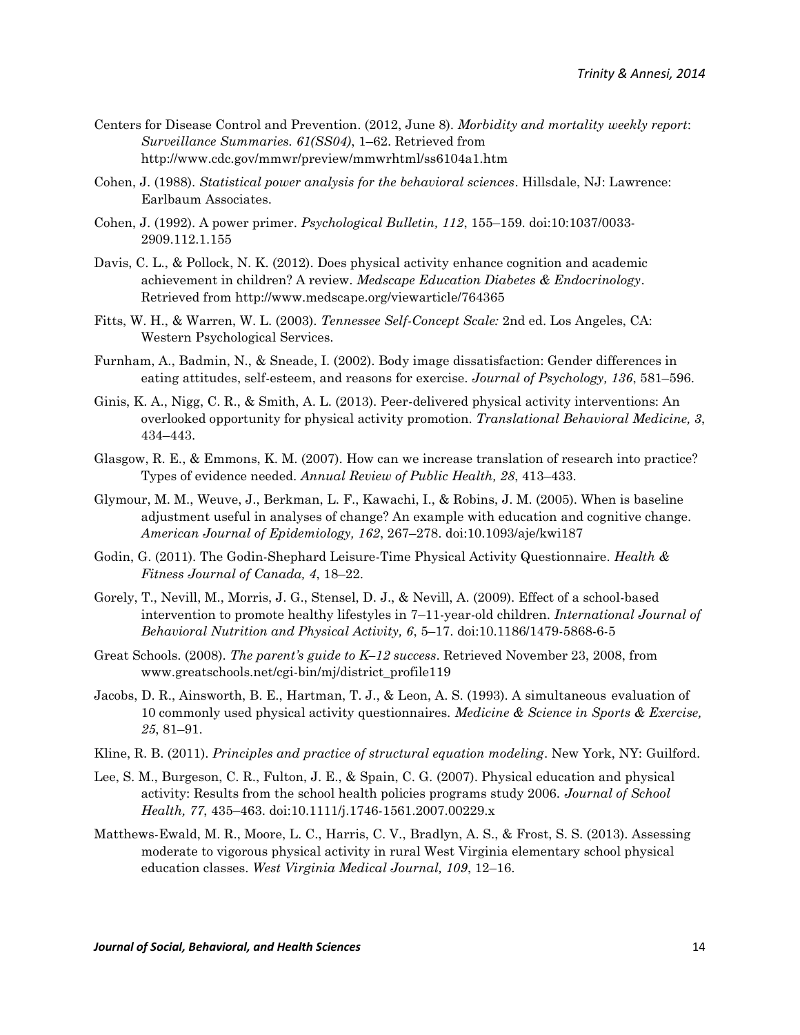Centers for Disease Control and Prevention. (2012, June 8). *Morbidity and mortality weekly report*: *Surveillance Summaries. 61(SS04)*, 1–62. Retrieved from http://www.cdc.gov/mmwr/preview/mmwrhtml/ss6104a1.htm

Cohen, J. (1988). *Statistical power analysis for the behavioral sciences*. Hillsdale, NJ: Lawrence: Earlbaum Associates.

Cohen, J. (1992). A power primer. *Psychological Bulletin, 112*, 155–159. doi:10:1037/0033-2909.112.1.155

Davis, C. L., & Pollock, N. K. (2012). Does physical activity enhance cognition and academic achievement in children? A review. *Medscape Education Diabetes & Endocrinology*. Retrieved from http://www.medscape.org/viewarticle/764365

Fitts, W. H., & Warren, W. L. (2003). *Tennessee Self-Concept Scale:* 2nd ed. Los Angeles, CA: Western Psychological Services.

Furnham, A., Badmin, N., & Sneade, I. (2002). Body image dissatisfaction: Gender differences in eating attitudes, self-esteem, and reasons for exercise. *Journal of Psychology, 136*, 581–596.

Ginis, K. A., Nigg, C. R., & Smith, A. L. (2013). Peer-delivered physical activity interventions: An overlooked opportunity for physical activity promotion. *Translational Behavioral Medicine, 3*, 434–443.

Glasgow, R. E., & Emmons, K. M. (2007). How can we increase translation of research into practice? Types of evidence needed. *Annual Review of Public Health, 28*, 413–433.

Glymour, M. M., Weuve, J., Berkman, L. F., Kawachi, I., & Robins, J. M. (2005). When is baseline adjustment useful in analyses of change? An example with education and cognitive change. *American Journal of Epidemiology, 162*, 267–278. doi:10.1093/aje/kwi187

Godin, G. (2011). The Godin-Shephard Leisure-Time Physical Activity Questionnaire. *Health & Fitness Journal of Canada, 4*, 18–22.

Gorely, T., Nevill, M., Morris, J. G., Stensel, D. J., & Nevill, A. (2009). Effect of a school-based intervention to promote healthy lifestyles in 7–11-year-old children. *International Journal of Behavioral Nutrition and Physical Activity, 6*, 5–17. doi:10.1186/1479-5868-6-5

Great Schools. (2008). *The parent's guide to K–12 success*. Retrieved November 23, 2008, from www.greatschools.net/cgi-bin/mj/district_profile119

Jacobs, D. R., Ainsworth, B. E., Hartman, T. J., & Leon, A. S. (1993). A simultaneous evaluation of 10 commonly used physical activity questionnaires. *Medicine & Science in Sports & Exercise, 25*, 81–91.

Kline, R. B. (2011). *Principles and practice of structural equation modeling*. New York, NY: Guilford.

Lee, S. M., Burgeson, C. R., Fulton, J. E., & Spain, C. G. (2007). Physical education and physical activity: Results from the school health policies programs study 2006. *Journal of School Health, 77*, 435–463. doi:10.1111/j.1746-1561.2007.00229.x

Matthews-Ewald, M. R., Moore, L. C., Harris, C. V., Bradlyn, A. S., & Frost, S. S. (2013). Assessing moderate to vigorous physical activity in rural West Virginia elementary school physical education classes. *West Virginia Medical Journal, 109*, 12–16.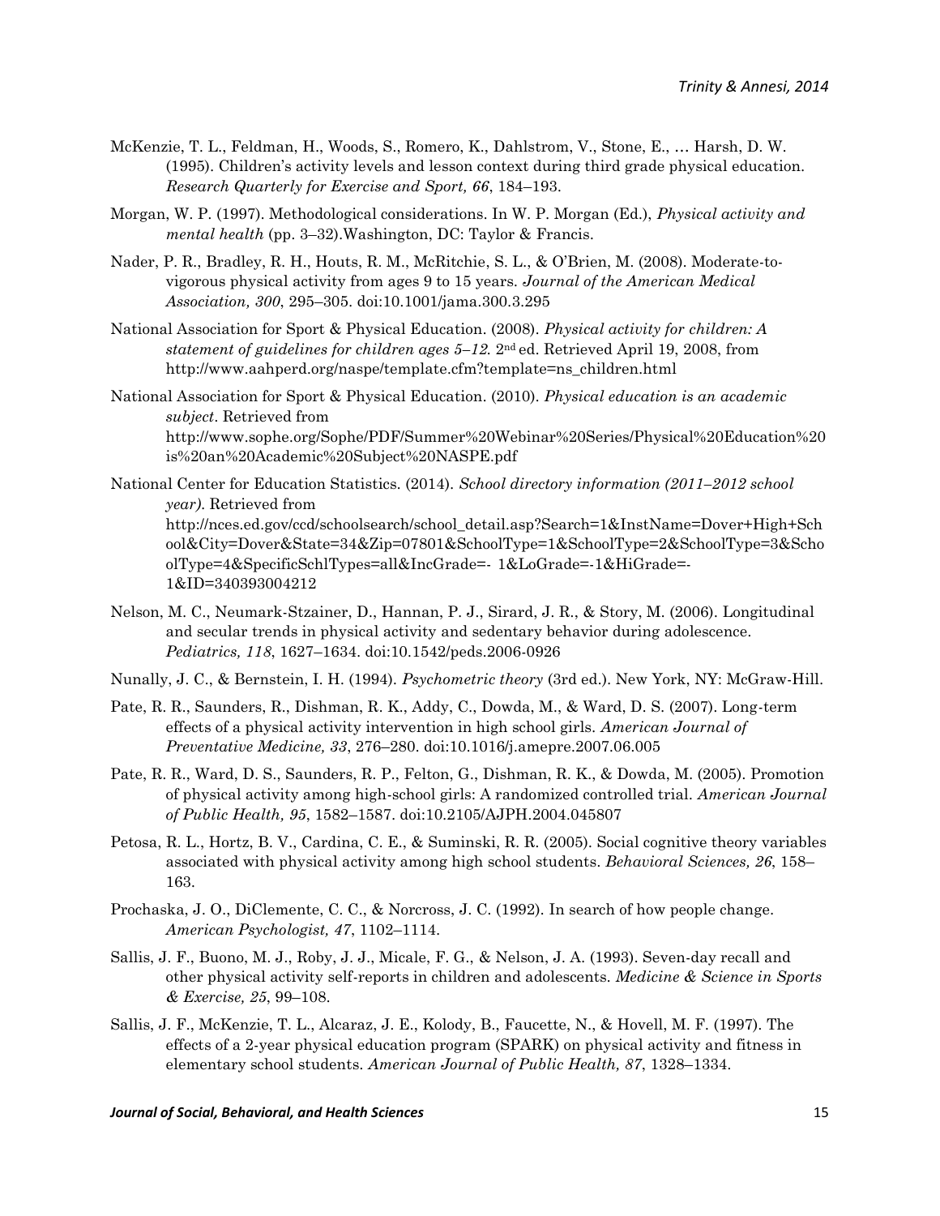McKenzie, T. L., Feldman, H., Woods, S., Romero, K., Dahlstrom, V., Stone, E., … Harsh, D. W. (1995). Children's activity levels and lesson context during third grade physical education. *Research Quarterly for Exercise and Sport, 66*, 184–193.

Morgan, W. P. (1997). Methodological considerations. In W. P. Morgan (Ed.), *Physical activity and mental health* (pp. 3–32).Washington, DC: Taylor & Francis.

Nader, P. R., Bradley, R. H., Houts, R. M., McRitchie, S. L., & O'Brien, M. (2008). Moderate-to-vigorous physical activity from ages 9 to 15 years. *Journal of the American Medical Association, 300*, 295–305. doi:10.1001/jama.300.3.295

National Association for Sport & Physical Education. (2008). *Physical activity for children: A statement of guidelines for children ages 5–12.* 2nd ed. Retrieved April 19, 2008, from http://www.aahperd.org/naspe/template.cfm?template=ns_children.html

National Association for Sport & Physical Education. (2010). *Physical education is an academic subject*. Retrieved from http://www.sophe.org/Sophe/PDF/Summer%20Webinar%20Series/Physical%20Education%20is%20an%20Academic%20Subject%20NASPE.pdf

National Center for Education Statistics. (2014). *School directory information (2011–2012 school year).* Retrieved from http://nces.ed.gov/ccd/schoolsearch/school_detail.asp?Search=1&InstName=Dover+High+School&City=Dover&State=34&Zip=07801&SchoolType=1&SchoolType=2&SchoolType=3&SchoolType=4&SpecificSchlTypes=all&IncGrade=- 1&LoGrade=-1&HiGrade=-1&ID=340393004212

Nelson, M. C., Neumark-Stzainer, D., Hannan, P. J., Sirard, J. R., & Story, M. (2006). Longitudinal and secular trends in physical activity and sedentary behavior during adolescence. *Pediatrics, 118*, 1627–1634. doi:10.1542/peds.2006-0926

Nunally, J. C., & Bernstein, I. H. (1994). *Psychometric theory* (3rd ed.). New York, NY: McGraw-Hill.

Pate, R. R., Saunders, R., Dishman, R. K., Addy, C., Dowda, M., & Ward, D. S. (2007). Long-term effects of a physical activity intervention in high school girls. *American Journal of Preventative Medicine, 33*, 276–280. doi:10.1016/j.amepre.2007.06.005

Pate, R. R., Ward, D. S., Saunders, R. P., Felton, G., Dishman, R. K., & Dowda, M. (2005). Promotion of physical activity among high-school girls: A randomized controlled trial. *American Journal of Public Health, 95*, 1582–1587. doi:10.2105/AJPH.2004.045807

Petosa, R. L., Hortz, B. V., Cardina, C. E., & Suminski, R. R. (2005). Social cognitive theory variables associated with physical activity among high school students. *Behavioral Sciences, 26*, 158–163.

Prochaska, J. O., DiClemente, C. C., & Norcross, J. C. (1992). In search of how people change. *American Psychologist, 47*, 1102–1114.

Sallis, J. F., Buono, M. J., Roby, J. J., Micale, F. G., & Nelson, J. A. (1993). Seven-day recall and other physical activity self-reports in children and adolescents. *Medicine & Science in Sports & Exercise, 25*, 99–108.

Sallis, J. F., McKenzie, T. L., Alcaraz, J. E., Kolody, B., Faucette, N., & Hovell, M. F. (1997). The effects of a 2-year physical education program (SPARK) on physical activity and fitness in elementary school students. *American Journal of Public Health, 87*, 1328–1334.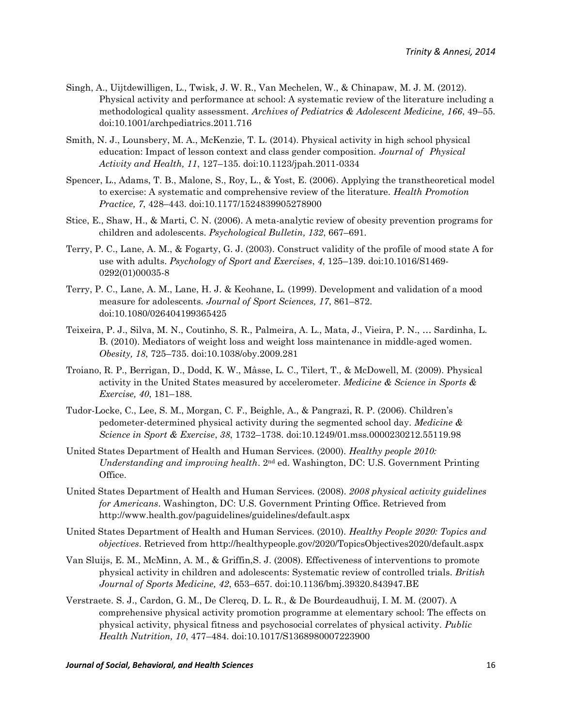Singh, A., Uijtdewilligen, L., Twisk, J. W. R., Van Mechelen, W., & Chinapaw, M. J. M. (2012). Physical activity and performance at school: A systematic review of the literature including a methodological quality assessment. *Archives of Pediatrics & Adolescent Medicine, 166*, 49–55. doi:10.1001/archpediatrics.2011.716

Smith, N. J., Lounsbery, M. A., McKenzie, T. L. (2014). Physical activity in high school physical education: Impact of lesson context and class gender composition. *Journal of Physical Activity and Health, 11*, 127–135. doi:10.1123/jpah.2011-0334

Spencer, L., Adams, T. B., Malone, S., Roy, L., & Yost, E. (2006). Applying the transtheoretical model to exercise: A systematic and comprehensive review of the literature. *Health Promotion Practice, 7*, 428–443. doi:10.1177/1524839905278900

Stice, E., Shaw, H., & Marti, C. N. (2006). A meta-analytic review of obesity prevention programs for children and adolescents. *Psychological Bulletin, 132*, 667–691.

Terry, P. C., Lane, A. M., & Fogarty, G. J. (2003). Construct validity of the profile of mood state A for use with adults. *Psychology of Sport and Exercises*, *4*, 125–139. doi:10.1016/S1469-0292(01)00035-8

Terry, P. C., Lane, A. M., Lane, H. J. & Keohane, L. (1999). Development and validation of a mood measure for adolescents. *Journal of Sport Sciences, 17*, 861–872. doi:10.1080/026404199365425

Teixeira, P. J., Silva, M. N., Coutinho, S. R., Palmeira, A. L., Mata, J., Vieira, P. N., … Sardinha, L. B. (2010). Mediators of weight loss and weight loss maintenance in middle-aged women. *Obesity, 18*, 725–735. doi:10.1038/oby.2009.281

Troiano, R. P., Berrigan, D., Dodd, K. W., Mâsse, L. C., Tilert, T., & McDowell, M. (2009). Physical activity in the United States measured by accelerometer. *Medicine & Science in Sports & Exercise, 40*, 181–188.

Tudor-Locke, C., Lee, S. M., Morgan, C. F., Beighle, A., & Pangrazi, R. P. (2006). Children's pedometer-determined physical activity during the segmented school day. *Medicine & Science in Sport & Exercise*, *38*, 1732–1738. doi:10.1249/01.mss.0000230212.55119.98

United States Department of Health and Human Services. (2000). *Healthy people 2010: Understanding and improving health*. 2nd ed. Washington, DC: U.S. Government Printing Office.

United States Department of Health and Human Services. (2008). *2008 physical activity guidelines for Americans*. Washington, DC: U.S. Government Printing Office. Retrieved from http://www.health.gov/paguidelines/guidelines/default.aspx

United States Department of Health and Human Services. (2010). *Healthy People 2020: Topics and objectives*. Retrieved from http://healthypeople.gov/2020/TopicsObjectives2020/default.aspx

Van Sluijs, E. M., McMinn, A. M., & Griffin,S. J. (2008). Effectiveness of interventions to promote physical activity in children and adolescents: Systematic review of controlled trials. *British Journal of Sports Medicine, 42*, 653–657. doi:10.1136/bmj.39320.843947.BE

Verstraete. S. J., Cardon, G. M., De Clercq, D. L. R., & De Bourdeaudhuij, I. M. M. (2007). A comprehensive physical activity promotion programme at elementary school: The effects on physical activity, physical fitness and psychosocial correlates of physical activity. *Public Health Nutrition, 10*, 477–484. doi:10.1017/S1368980007223900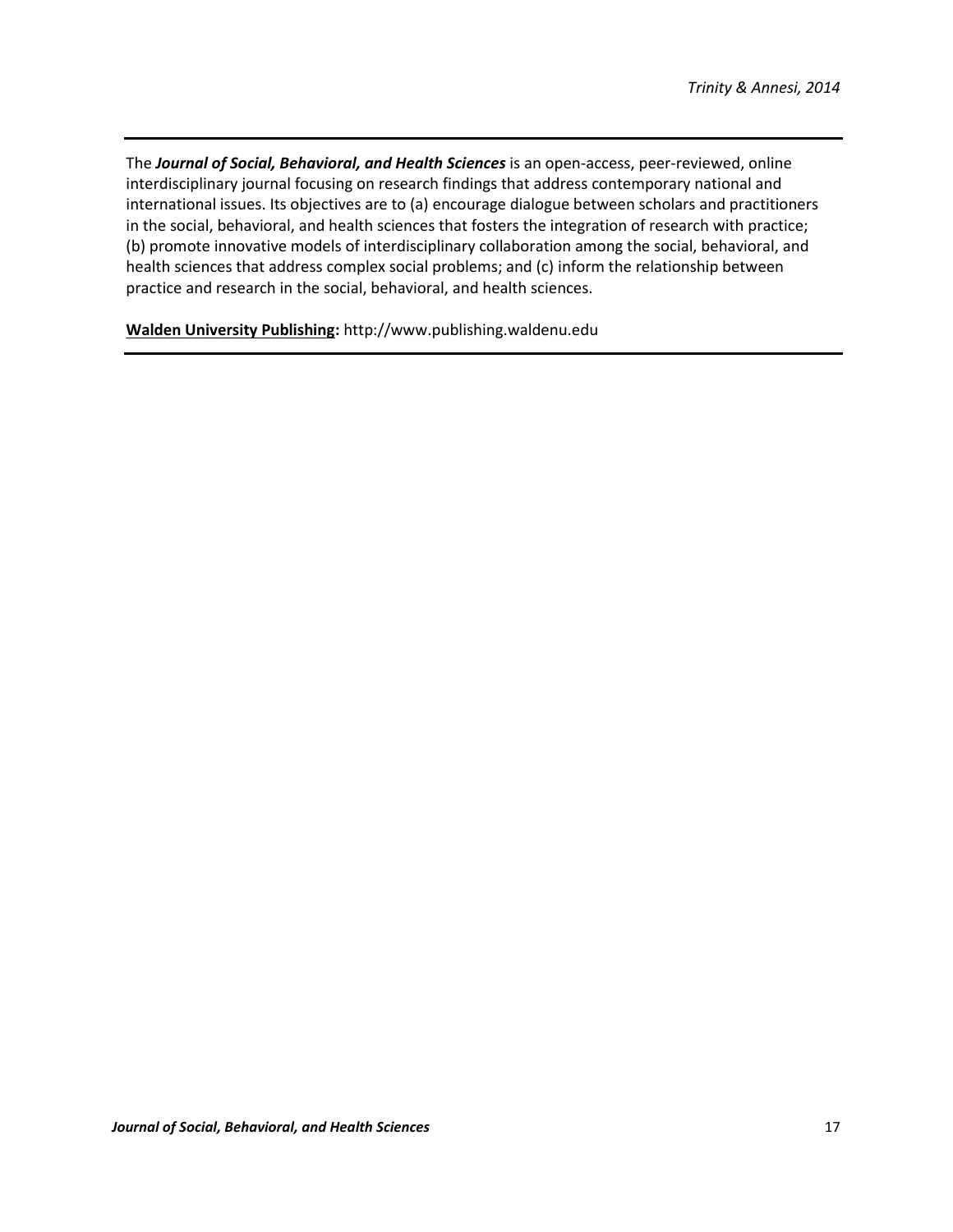The ***Journal of Social, Behavioral, and Health Sciences*** is an open-access, peer-reviewed, online interdisciplinary journal focusing on research findings that address contemporary national and international issues. Its objectives are to (a) encourage dialogue between scholars and practitioners in the social, behavioral, and health sciences that fosters the integration of research with practice; (b) promote innovative models of interdisciplinary collaboration among the social, behavioral, and health sciences that address complex social problems; and (c) inform the relationship between practice and research in the social, behavioral, and health sciences.

**Walden University Publishing:** http://www.publishing.waldenu.edu